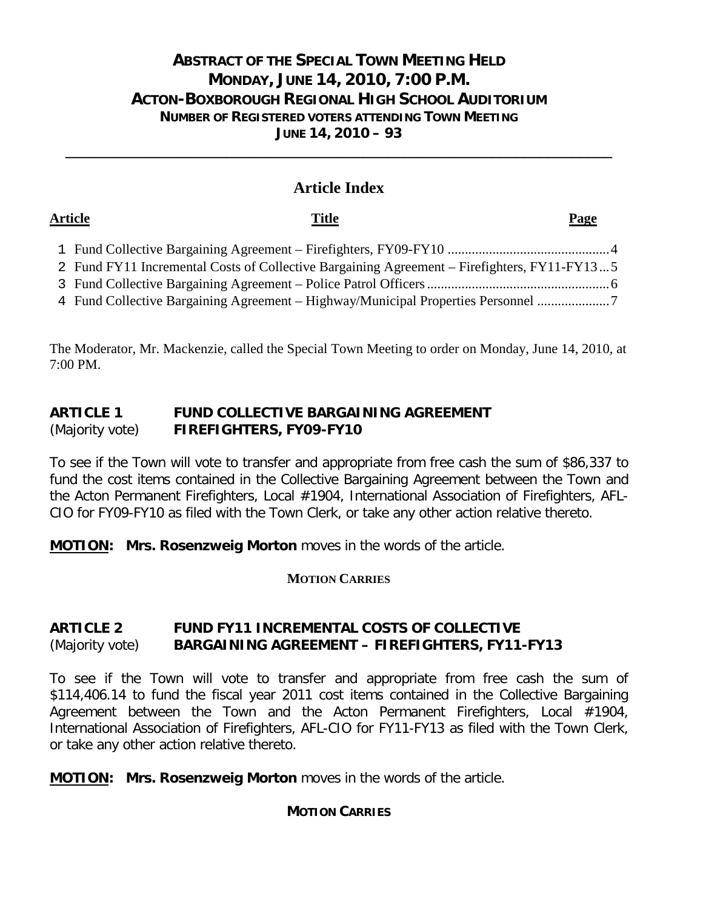# ABSTRACT OF THE SPECIAL TOWN MEETING HELD MONDAY, JUNE 14, 2010, 7:00 P.M. ACTON-BOXBOROUGH REGIONAL HIGH SCHOOL AUDITORIUM

**NUMBER OF REGISTERED VOTERS ATTENDING TOWN MEETING JUNE 14, 2010 – 93**

---

## Article Index

| Article | Title | Page |
|---|---|---|
| 1 | Fund Collective Bargaining Agreement – Firefighters, FY09-FY10 | 4 |
| 2 | Fund FY11 Incremental Costs of Collective Bargaining Agreement – Firefighters, FY11-FY13 | 5 |
| 3 | Fund Collective Bargaining Agreement – Police Patrol Officers | 6 |
| 4 | Fund Collective Bargaining Agreement – Highway/Municipal Properties Personnel | 7 |

The Moderator, Mr. Mackenzie, called the Special Town Meeting to order on Monday, June 14, 2010, at 7:00 PM.

### ARTICLE 1 FUND COLLECTIVE BARGAINING AGREEMENT FIREFIGHTERS, FY09-FY10
(Majority vote)

To see if the Town will vote to transfer and appropriate from free cash the sum of $86,337 to fund the cost items contained in the Collective Bargaining Agreement between the Town and the Acton Permanent Firefighters, Local #1904, International Association of Firefighters, AFL-CIO for FY09-FY10 as filed with the Town Clerk, or take any other action relative thereto.

**MOTION: Mrs. Rosenzweig Morton** moves in the words of the article.

**MOTION CARRIES**

### ARTICLE 2 FUND FY11 INCREMENTAL COSTS OF COLLECTIVE BARGAINING AGREEMENT – FIREFIGHTERS, FY11-FY13
(Majority vote)

To see if the Town will vote to transfer and appropriate from free cash the sum of $114,406.14 to fund the fiscal year 2011 cost items contained in the Collective Bargaining Agreement between the Town and the Acton Permanent Firefighters, Local #1904, International Association of Firefighters, AFL-CIO for FY11-FY13 as filed with the Town Clerk, or take any other action relative thereto.

**MOTION: Mrs. Rosenzweig Morton** moves in the words of the article.

**MOTION CARRIES**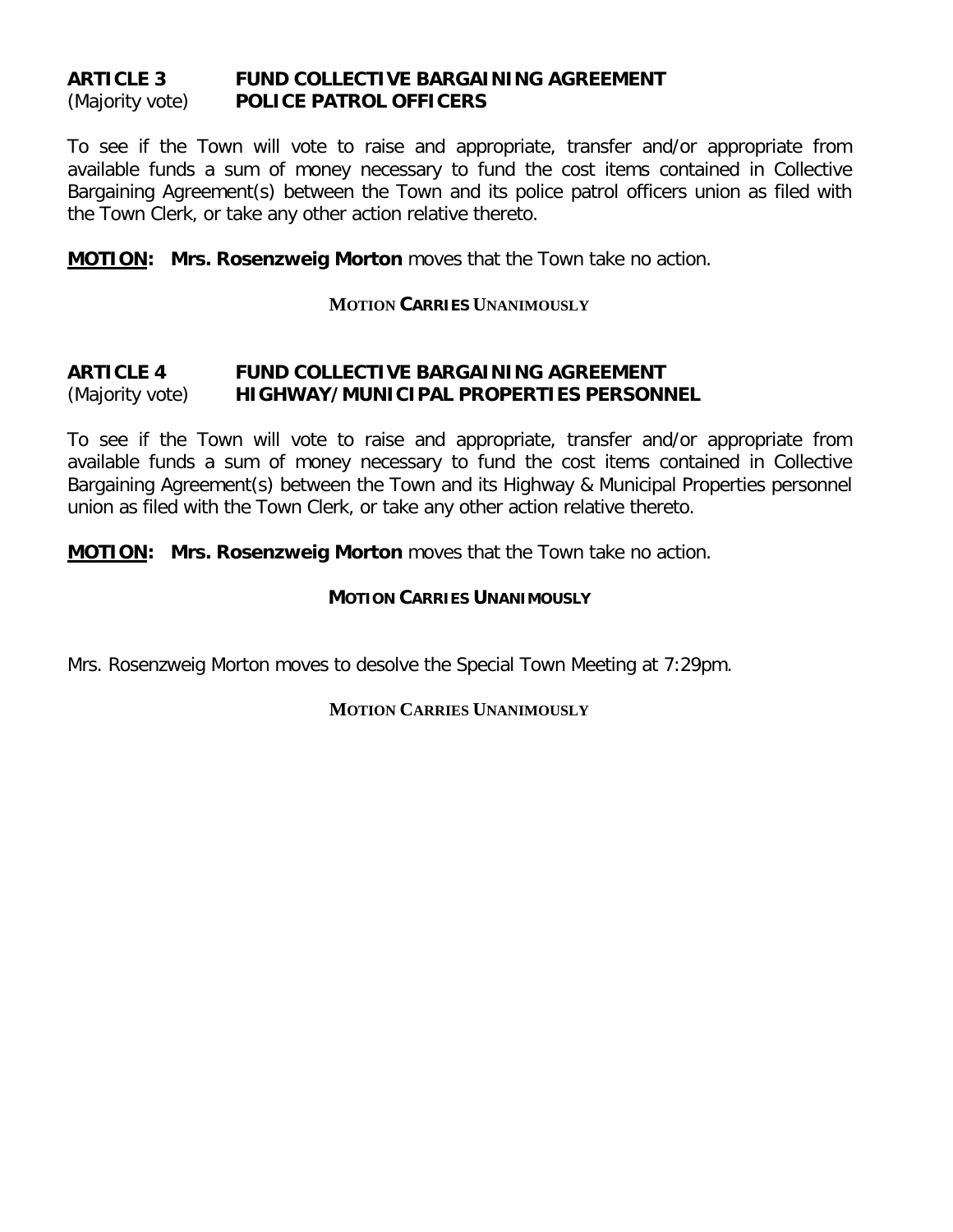**ARTICLE 3 FUND COLLECTIVE BARGAINING AGREEMENT**
(Majority vote) **POLICE PATROL OFFICERS**

To see if the Town will vote to raise and appropriate, transfer and/or appropriate from available funds a sum of money necessary to fund the cost items contained in Collective Bargaining Agreement(s) between the Town and its police patrol officers union as filed with the Town Clerk, or take any other action relative thereto.

**MOTION: Mrs. Rosenzweig Morton** moves that the Town take no action.

**MOTION CARRIES UNANIMOUSLY**

**ARTICLE 4 FUND COLLECTIVE BARGAINING AGREEMENT**
(Majority vote) **HIGHWAY/MUNICIPAL PROPERTIES PERSONNEL**

To see if the Town will vote to raise and appropriate, transfer and/or appropriate from available funds a sum of money necessary to fund the cost items contained in Collective Bargaining Agreement(s) between the Town and its Highway & Municipal Properties personnel union as filed with the Town Clerk, or take any other action relative thereto.

**MOTION: Mrs. Rosenzweig Morton** moves that the Town take no action.

**MOTION CARRIES UNANIMOUSLY**

Mrs. Rosenzweig Morton moves to desolve the Special Town Meeting at 7:29pm.

**MOTION CARRIES UNANIMOUSLY**